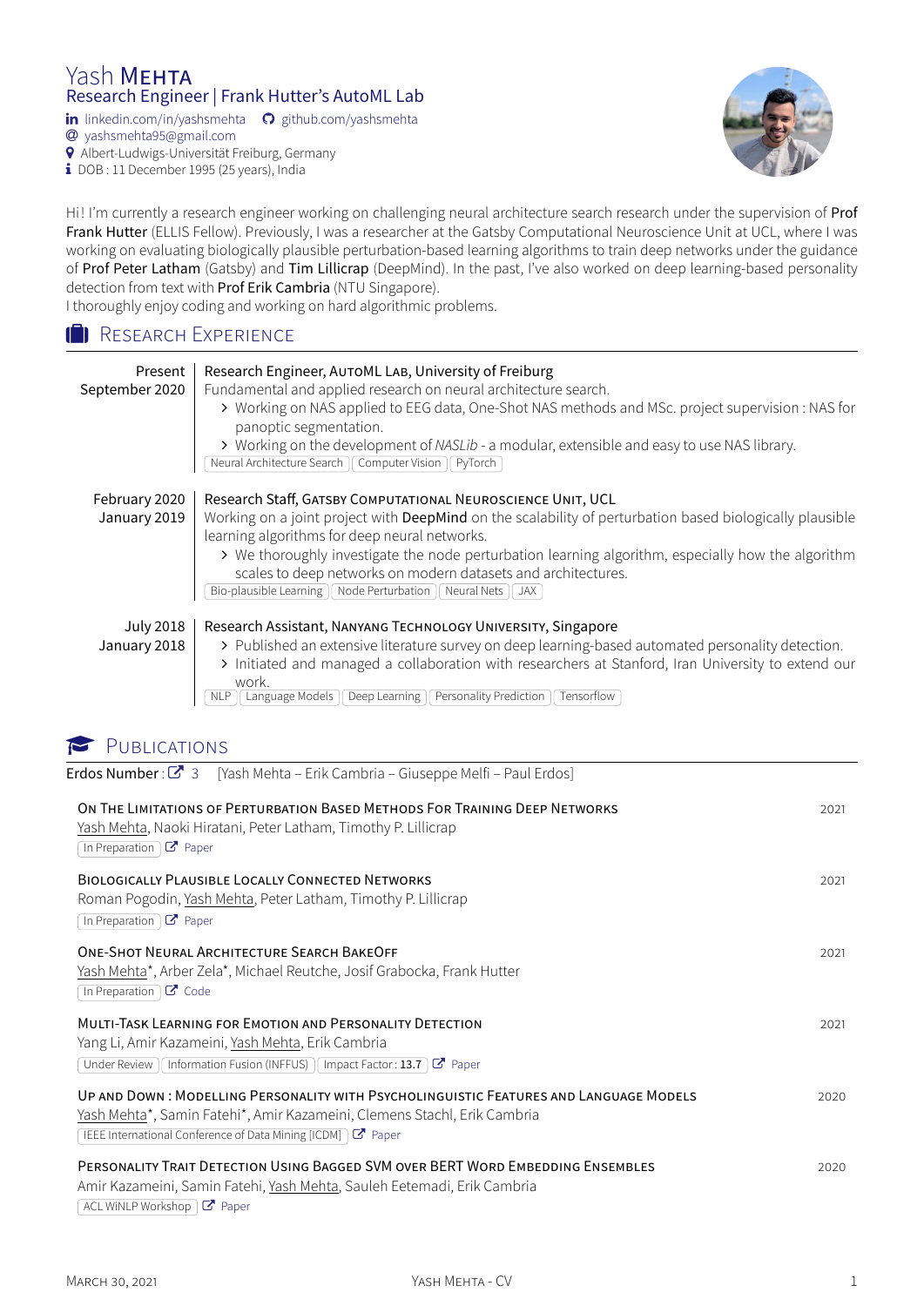# Yash Mehta

**Research Engineer | Frank Hutter's AutoML Lab**

linkedin.com/in/yashsmehta | github.com/yashsmehta
yashsmehta95@gmail.com
Albert-Ludwigs-Universität Freiburg, Germany
DOB : 11 December 1995 (25 years), India

Hi! I'm currently a research engineer working on challenging neural architecture search research under the supervision of **Prof Frank Hutter** (ELLIS Fellow). Previously, I was a researcher at the Gatsby Computational Neuroscience Unit at UCL, where I was working on evaluating biologically plausible perturbation-based learning algorithms to train deep networks under the guidance of **Prof Peter Latham** (Gatsby) and **Tim Lillicrap** (DeepMind). In the past, I've also worked on deep learning-based personality detection from text with **Prof Erik Cambria** (NTU Singapore).
I thoroughly enjoy coding and working on hard algorithmic problems.

## Research Experience

**Present – September 2020**
**Research Engineer, AutoML Lab, University of Freiburg**
Fundamental and applied research on neural architecture search.
- Working on NAS applied to EEG data, One-Shot NAS methods and MSc. project supervision : NAS for panoptic segmentation.
- Working on the development of *NASLib* - a modular, extensible and easy to use NAS library.

Neural Architecture Search | Computer Vision | PyTorch

**February 2020 – January 2019**
**Research Staff, Gatsby Computational Neuroscience Unit, UCL**
Working on a joint project with **DeepMind** on the scalability of perturbation based biologically plausible learning algorithms for deep neural networks.
- We thoroughly investigate the node perturbation learning algorithm, especially how the algorithm scales to deep networks on modern datasets and architectures.

Bio-plausible Learning | Node Perturbation | Neural Nets | JAX

**July 2018 – January 2018**
**Research Assistant, Nanyang Technology University, Singapore**
- Published an extensive literature survey on deep learning-based automated personality detection.
- Initiated and managed a collaboration with researchers at Stanford, Iran University to extend our work.

NLP | Language Models | Deep Learning | Personality Prediction | Tensorflow

## Publications

**Erdos Number** : 3 [Yash Mehta – Erik Cambria – Giuseppe Melfi – Paul Erdos]

**On the Limitations of Perturbation Based Methods for Training Deep Networks** — 2021
Yash Mehta, Naoki Hiratani, Peter Latham, Timothy P. Lillicrap
In Preparation | Paper

**Biologically Plausible Locally Connected Networks** — 2021
Roman Pogodin, Yash Mehta, Peter Latham, Timothy P. Lillicrap
In Preparation | Paper

**One-Shot Neural Architecture Search BakeOff** — 2021
Yash Mehta*, Arber Zela*, Michael Reutche, Josif Grabocka, Frank Hutter
In Preparation | Code

**Multi-Task Learning for Emotion and Personality Detection** — 2021
Yang Li, Amir Kazameini, Yash Mehta, Erik Cambria
Under Review | Information Fusion (INFFUS) | Impact Factor : 13.7 | Paper

**Up and Down : Modelling Personality with Psycholinguistic Features and Language Models** — 2020
Yash Mehta*, Samin Fatehi*, Amir Kazameini, Clemens Stachl, Erik Cambria
IEEE International Conference of Data Mining [ICDM] | Paper

**Personality Trait Detection Using Bagged SVM over BERT Word Embedding Ensembles** — 2020
Amir Kazameini, Samin Fatehi, Yash Mehta, Sauleh Eetemadi, Erik Cambria
ACL WiNLP Workshop | Paper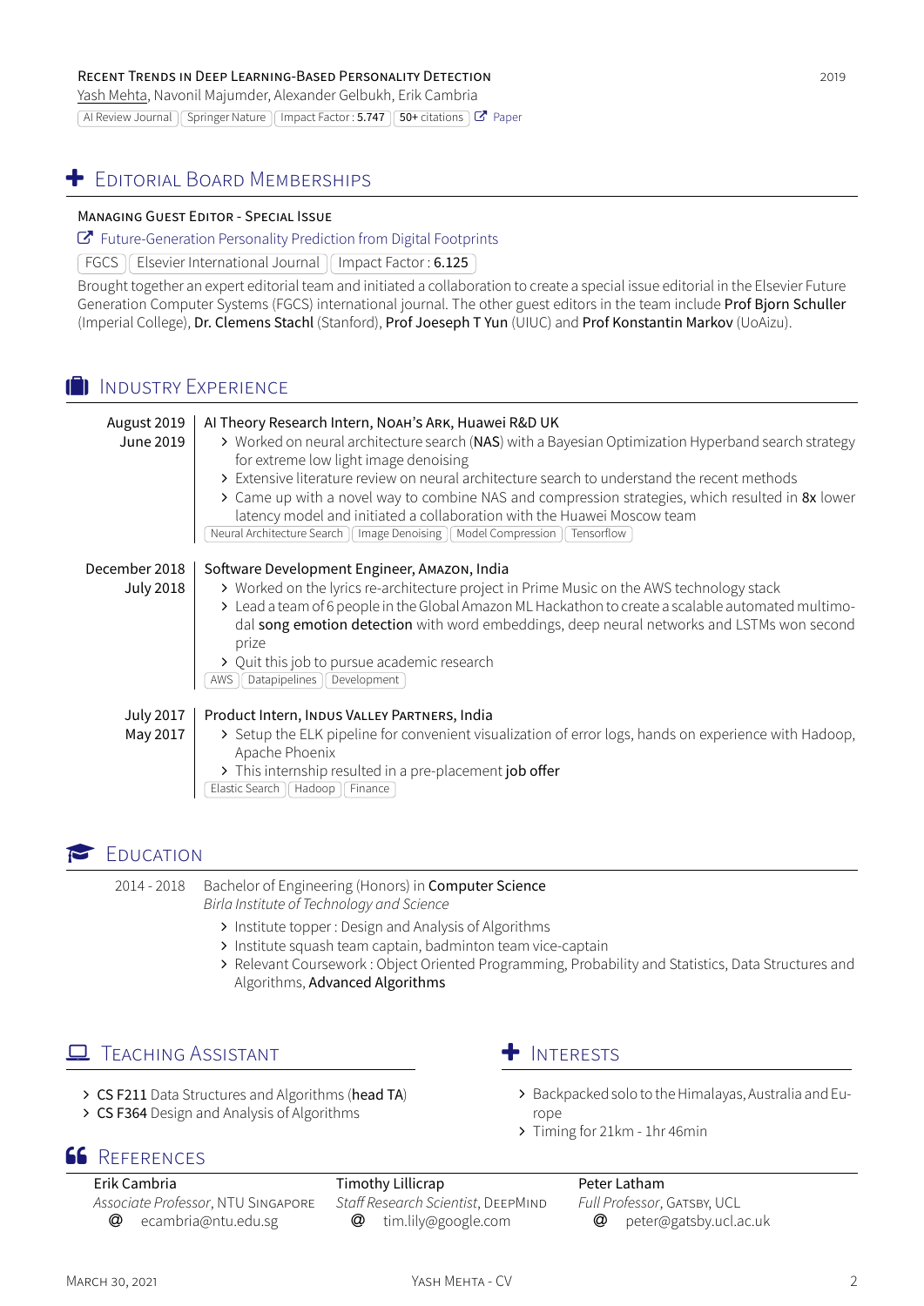**Recent Trends in Deep Learning-Based Personality Detection** — 2019
Yash Mehta, Navonil Majumder, Alexander Gelbukh, Erik Cambria
AI Review Journal | Springer Nature | Impact Factor : **5.747** | **50+** citations | Paper

## Editorial Board Memberships

### Managing Guest Editor - Special Issue

Future-Generation Personality Prediction from Digital Footprints

FGCS | Elsevier International Journal | Impact Factor : **6.125**

Brought together an expert editorial team and initiated a collaboration to create a special issue editorial in the Elsevier Future Generation Computer Systems (FGCS) international journal. The other guest editors in the team include **Prof Bjorn Schuller** (Imperial College), **Dr. Clemens Stachl** (Stanford), **Prof Joeseph T Yun** (UIUC) and **Prof Konstantin Markov** (UoAizu).

## Industry Experience

**August 2019 – June 2019** | AI Theory Research Intern, Noah's Ark, Huawei R&D UK

- Worked on neural architecture search (**NAS**) with a Bayesian Optimization Hyperband search strategy for extreme low light image denoising
- Extensive literature review on neural architecture search to understand the recent methods
- Came up with a novel way to combine NAS and compression strategies, which resulted in **8x** lower latency model and initiated a collaboration with the Huawei Moscow team

Neural Architecture Search | Image Denoising | Model Compression | Tensorflow

**December 2018 – July 2018** | Software Development Engineer, Amazon, India

- Worked on the lyrics re-architecture project in Prime Music on the AWS technology stack
- Lead a team of 6 people in the Global Amazon ML Hackathon to create a scalable automated multimodal **song emotion detection** with word embeddings, deep neural networks and LSTMs won second prize
- Quit this job to pursue academic research

AWS | Datapipelines | Development

**July 2017 – May 2017** | Product Intern, Indus Valley Partners, India

- Setup the ELK pipeline for convenient visualization of error logs, hands on experience with Hadoop, Apache Phoenix
- This internship resulted in a pre-placement **job offer**

Elastic Search | Hadoop | Finance

## Education

**2014 - 2018** | Bachelor of Engineering (Honors) in **Computer Science**
*Birla Institute of Technology and Science*

- Institute topper : Design and Analysis of Algorithms
- Institute squash team captain, badminton team vice-captain
- Relevant Coursework : Object Oriented Programming, Probability and Statistics, Data Structures and Algorithms, **Advanced Algorithms**

## Teaching Assistant

- **CS F211** Data Structures and Algorithms (**head TA**)
- **CS F364** Design and Analysis of Algorithms

## Interests

- Backpacked solo to the Himalayas, Australia and Europe
- Timing for 21km - 1hr 46min

## References

**Erik Cambria**
*Associate Professor*, NTU Singapore
ecambria@ntu.edu.sg

**Timothy Lillicrap**
*Staff Research Scientist*, DeepMind
tim.lily@google.com

**Peter Latham**
*Full Professor*, Gatsby, UCL
peter@gatsby.ucl.ac.uk